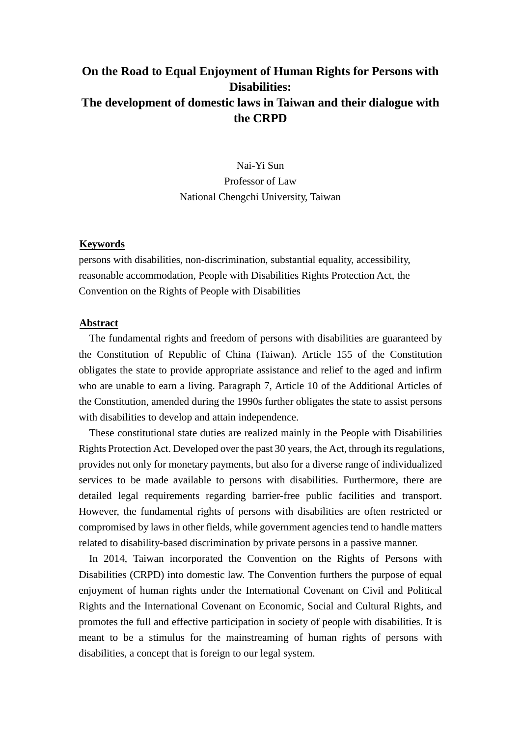# On the Road to Equal Enjoyment of Human Rights for Persons with Disabilities:
# The development of domestic laws in Taiwan and their dialogue with the CRPD

Nai-Yi Sun
Professor of Law
National Chengchi University, Taiwan

**Keywords**

persons with disabilities, non-discrimination, substantial equality, accessibility, reasonable accommodation, People with Disabilities Rights Protection Act, the Convention on the Rights of People with Disabilities

**Abstract**

The fundamental rights and freedom of persons with disabilities are guaranteed by the Constitution of Republic of China (Taiwan). Article 155 of the Constitution obligates the state to provide appropriate assistance and relief to the aged and infirm who are unable to earn a living. Paragraph 7, Article 10 of the Additional Articles of the Constitution, amended during the 1990s further obligates the state to assist persons with disabilities to develop and attain independence.

These constitutional state duties are realized mainly in the People with Disabilities Rights Protection Act. Developed over the past 30 years, the Act, through its regulations, provides not only for monetary payments, but also for a diverse range of individualized services to be made available to persons with disabilities. Furthermore, there are detailed legal requirements regarding barrier-free public facilities and transport. However, the fundamental rights of persons with disabilities are often restricted or compromised by laws in other fields, while government agencies tend to handle matters related to disability-based discrimination by private persons in a passive manner.

In 2014, Taiwan incorporated the Convention on the Rights of Persons with Disabilities (CRPD) into domestic law. The Convention furthers the purpose of equal enjoyment of human rights under the International Covenant on Civil and Political Rights and the International Covenant on Economic, Social and Cultural Rights, and promotes the full and effective participation in society of people with disabilities. It is meant to be a stimulus for the mainstreaming of human rights of persons with disabilities, a concept that is foreign to our legal system.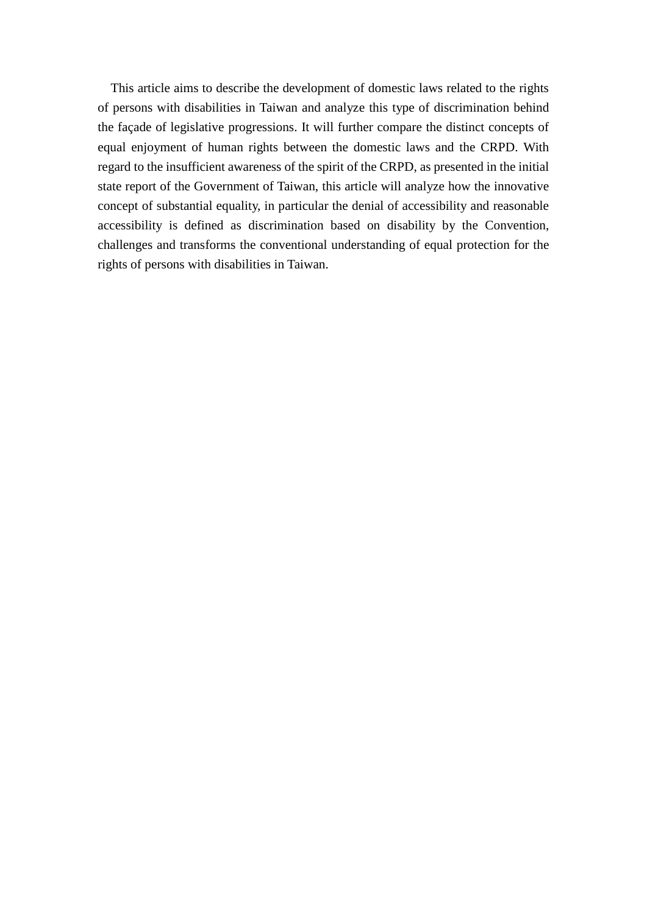This article aims to describe the development of domestic laws related to the rights of persons with disabilities in Taiwan and analyze this type of discrimination behind the façade of legislative progressions. It will further compare the distinct concepts of equal enjoyment of human rights between the domestic laws and the CRPD. With regard to the insufficient awareness of the spirit of the CRPD, as presented in the initial state report of the Government of Taiwan, this article will analyze how the innovative concept of substantial equality, in particular the denial of accessibility and reasonable accessibility is defined as discrimination based on disability by the Convention, challenges and transforms the conventional understanding of equal protection for the rights of persons with disabilities in Taiwan.